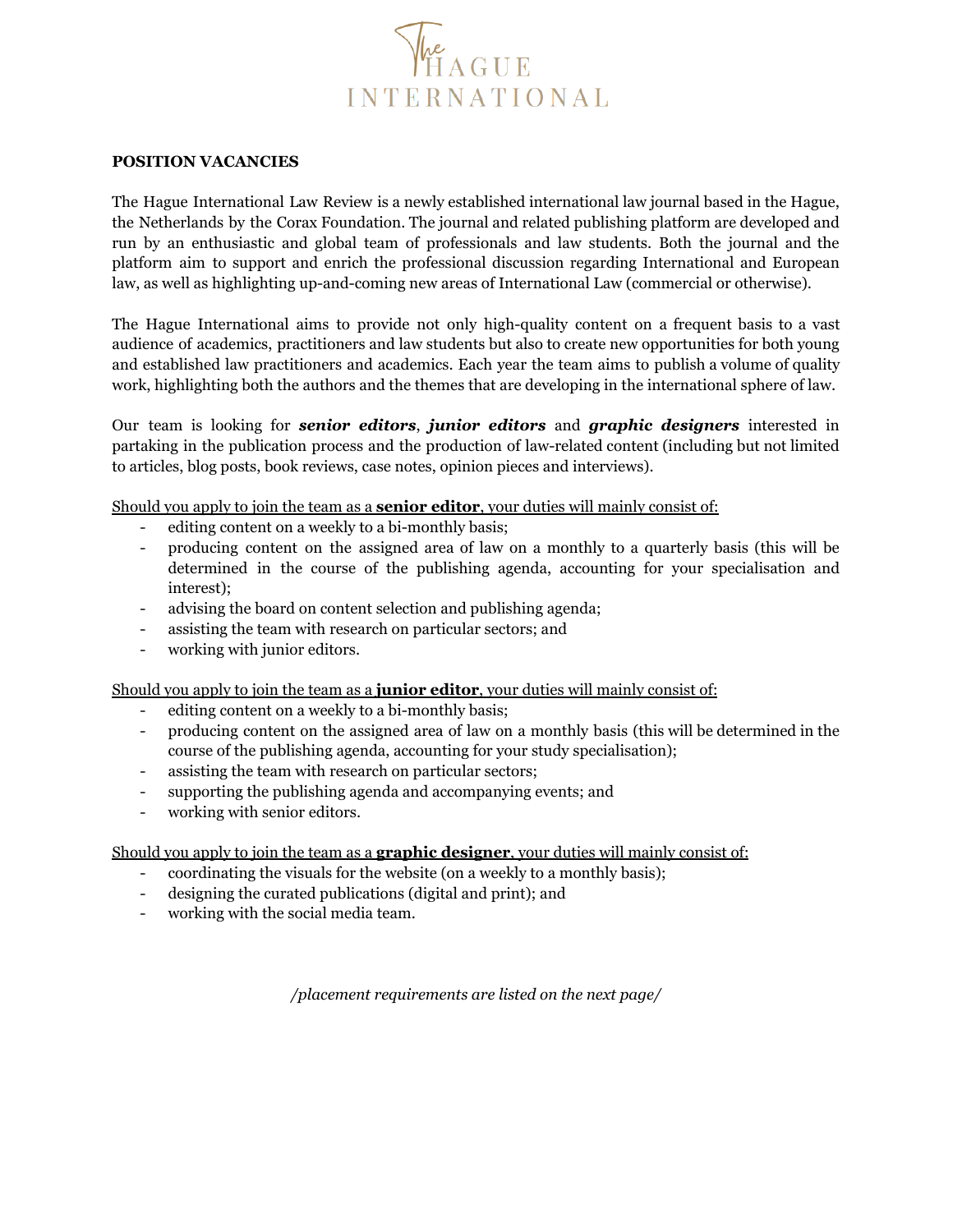The Hague International

**POSITION VACANCIES**

The Hague International Law Review is a newly established international law journal based in the Hague, the Netherlands by the Corax Foundation. The journal and related publishing platform are developed and run by an enthusiastic and global team of professionals and law students. Both the journal and the platform aim to support and enrich the professional discussion regarding International and European law, as well as highlighting up-and-coming new areas of International Law (commercial or otherwise).

The Hague International aims to provide not only high-quality content on a frequent basis to a vast audience of academics, practitioners and law students but also to create new opportunities for both young and established law practitioners and academics. Each year the team aims to publish a volume of quality work, highlighting both the authors and the themes that are developing in the international sphere of law.

Our team is looking for ***senior editors***, ***junior editors*** and ***graphic designers*** interested in partaking in the publication process and the production of law-related content (including but not limited to articles, blog posts, book reviews, case notes, opinion pieces and interviews).

Should you apply to join the team as a **senior editor**, your duties will mainly consist of:

- editing content on a weekly to a bi-monthly basis;
- producing content on the assigned area of law on a monthly to a quarterly basis (this will be determined in the course of the publishing agenda, accounting for your specialisation and interest);
- advising the board on content selection and publishing agenda;
- assisting the team with research on particular sectors; and
- working with junior editors.

Should you apply to join the team as a **junior editor**, your duties will mainly consist of:

- editing content on a weekly to a bi-monthly basis;
- producing content on the assigned area of law on a monthly basis (this will be determined in the course of the publishing agenda, accounting for your study specialisation);
- assisting the team with research on particular sectors;
- supporting the publishing agenda and accompanying events; and
- working with senior editors.

Should you apply to join the team as a **graphic designer**, your duties will mainly consist of:

- coordinating the visuals for the website (on a weekly to a monthly basis);
- designing the curated publications (digital and print); and
- working with the social media team.

*/placement requirements are listed on the next page/*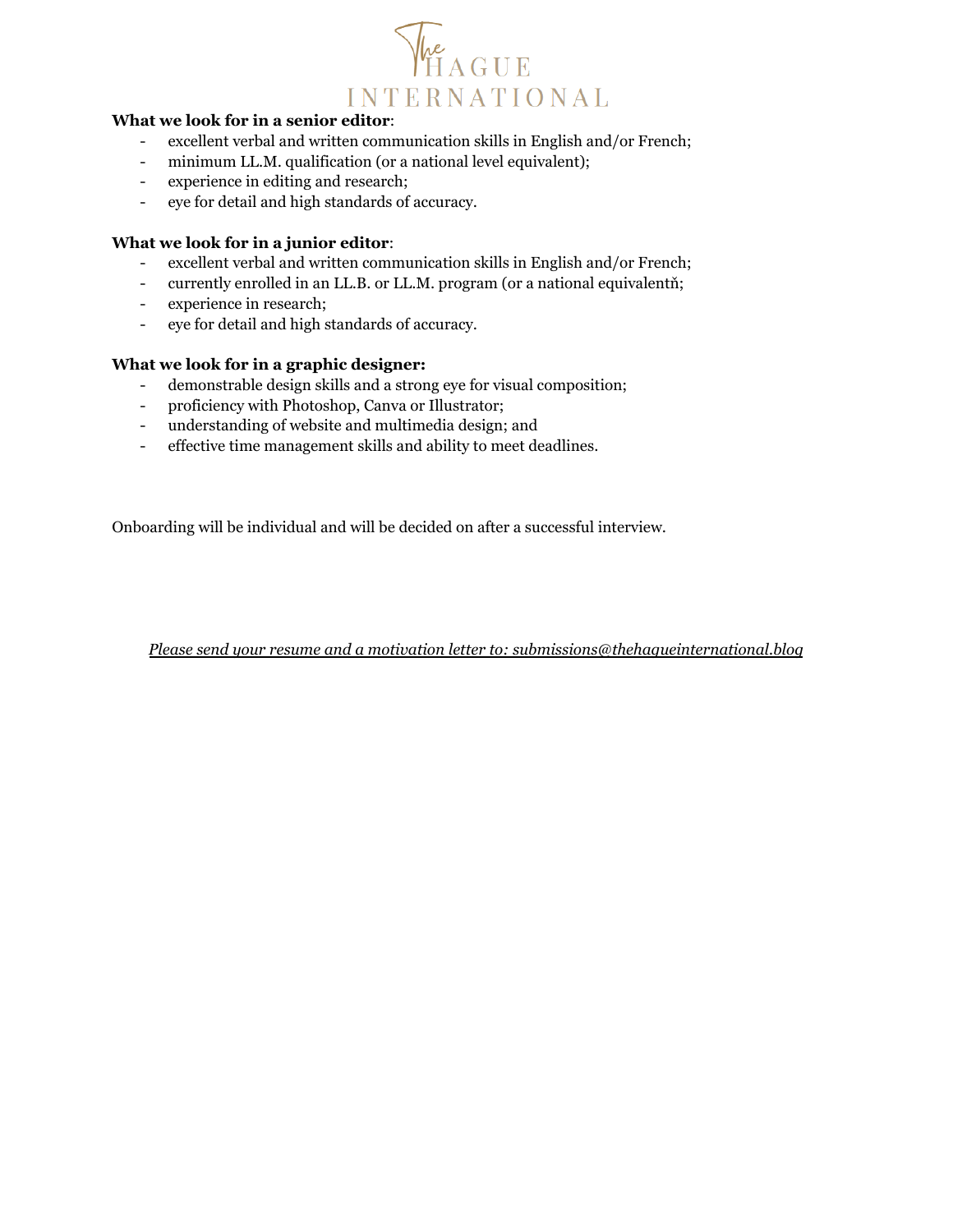**What we look for in a senior editor**:

- excellent verbal and written communication skills in English and/or French;
- minimum LL.M. qualification (or a national level equivalent);
- experience in editing and research;
- eye for detail and high standards of accuracy.

**What we look for in a junior editor**:

- excellent verbal and written communication skills in English and/or French;
- currently enrolled in an LL.B. or LL.M. program (or a national equivalentň;
- experience in research;
- eye for detail and high standards of accuracy.

**What we look for in a graphic designer:**

- demonstrable design skills and a strong eye for visual composition;
- proficiency with Photoshop, Canva or Illustrator;
- understanding of website and multimedia design; and
- effective time management skills and ability to meet deadlines.

Onboarding will be individual and will be decided on after a successful interview.

*Please send your resume and a motivation letter to: submissions@thehagueinternational.blog*